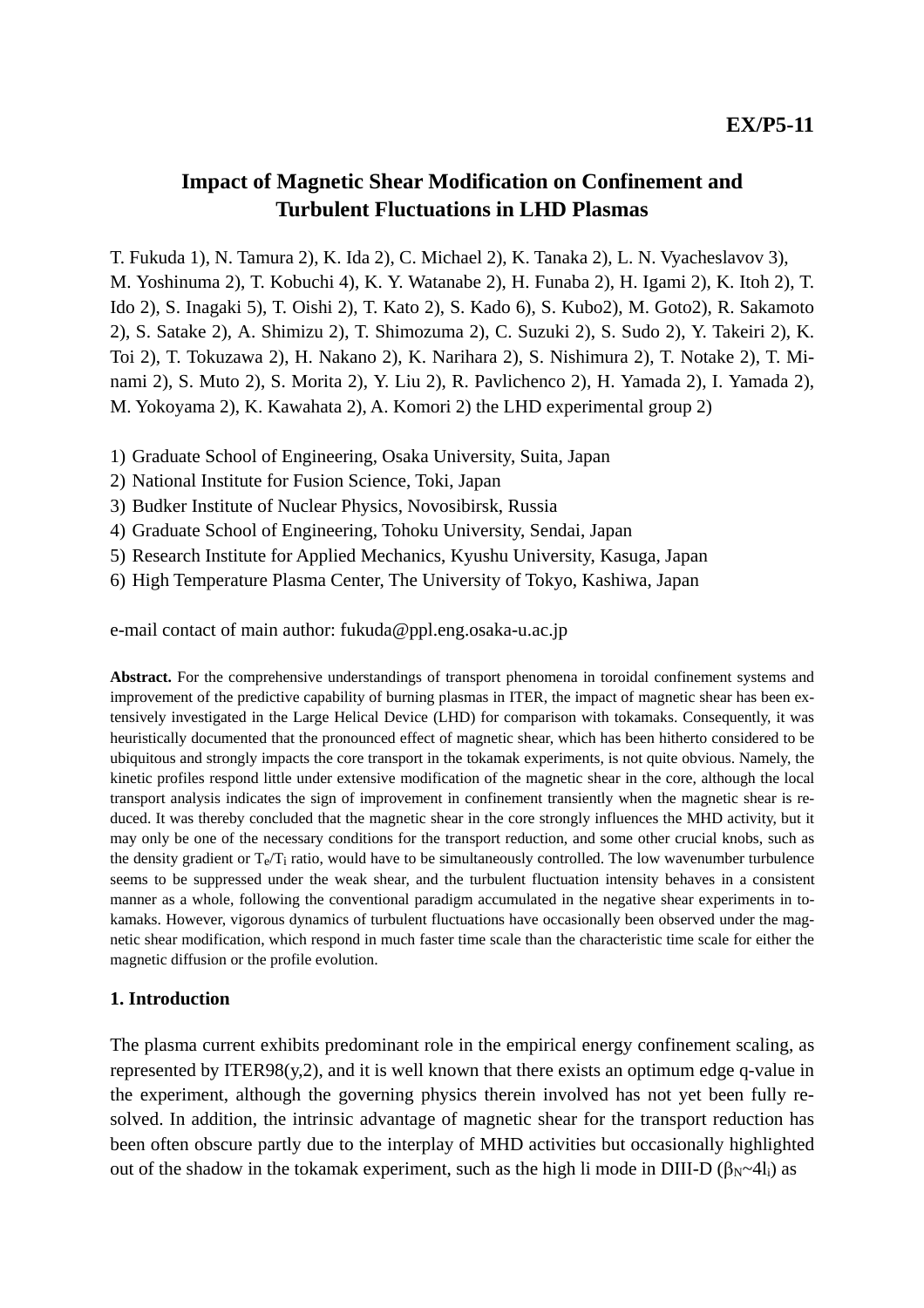EX/P5-11

# Impact of Magnetic Shear Modification on Confinement and Turbulent Fluctuations in LHD Plasmas

T. Fukuda 1), N. Tamura 2), K. Ida 2), C. Michael 2), K. Tanaka 2), L. N. Vyacheslavov 3), M. Yoshinuma 2), T. Kobuchi 4), K. Y. Watanabe 2), H. Funaba 2), H. Igami 2), K. Itoh 2), T. Ido 2), S. Inagaki 5), T. Oishi 2), T. Kato 2), S. Kado 6), S. Kubo2), M. Goto2), R. Sakamoto 2), S. Satake 2), A. Shimizu 2), T. Shimozuma 2), C. Suzuki 2), S. Sudo 2), Y. Takeiri 2), K. Toi 2), T. Tokuzawa 2), H. Nakano 2), K. Narihara 2), S. Nishimura 2), T. Notake 2), T. Minami 2), S. Muto 2), S. Morita 2), Y. Liu 2), R. Pavlichenco 2), H. Yamada 2), I. Yamada 2), M. Yokoyama 2), K. Kawahata 2), A. Komori 2) the LHD experimental group 2)

1) Graduate School of Engineering, Osaka University, Suita, Japan
2) National Institute for Fusion Science, Toki, Japan
3) Budker Institute of Nuclear Physics, Novosibirsk, Russia
4) Graduate School of Engineering, Tohoku University, Sendai, Japan
5) Research Institute for Applied Mechanics, Kyushu University, Kasuga, Japan
6) High Temperature Plasma Center, The University of Tokyo, Kashiwa, Japan

e-mail contact of main author: fukuda@ppl.eng.osaka-u.ac.jp

**Abstract.** For the comprehensive understandings of transport phenomena in toroidal confinement systems and improvement of the predictive capability of burning plasmas in ITER, the impact of magnetic shear has been extensively investigated in the Large Helical Device (LHD) for comparison with tokamaks. Consequently, it was heuristically documented that the pronounced effect of magnetic shear, which has been hitherto considered to be ubiquitous and strongly impacts the core transport in the tokamak experiments, is not quite obvious. Namely, the kinetic profiles respond little under extensive modification of the magnetic shear in the core, although the local transport analysis indicates the sign of improvement in confinement transiently when the magnetic shear is reduced. It was thereby concluded that the magnetic shear in the core strongly influences the MHD activity, but it may only be one of the necessary conditions for the transport reduction, and some other crucial knobs, such as the density gradient or $T_e/T_i$ ratio, would have to be simultaneously controlled. The low wavenumber turbulence seems to be suppressed under the weak shear, and the turbulent fluctuation intensity behaves in a consistent manner as a whole, following the conventional paradigm accumulated in the negative shear experiments in tokamaks. However, vigorous dynamics of turbulent fluctuations have occasionally been observed under the magnetic shear modification, which respond in much faster time scale than the characteristic time scale for either the magnetic diffusion or the profile evolution.

## 1. Introduction

The plasma current exhibits predominant role in the empirical energy confinement scaling, as represented by ITER98(y,2), and it is well known that there exists an optimum edge q-value in the experiment, although the governing physics therein involved has not yet been fully resolved. In addition, the intrinsic advantage of magnetic shear for the transport reduction has been often obscure partly due to the interplay of MHD activities but occasionally highlighted out of the shadow in the tokamak experiment, such as the high li mode in DIII-D ($\beta_N$~$4l_i$) as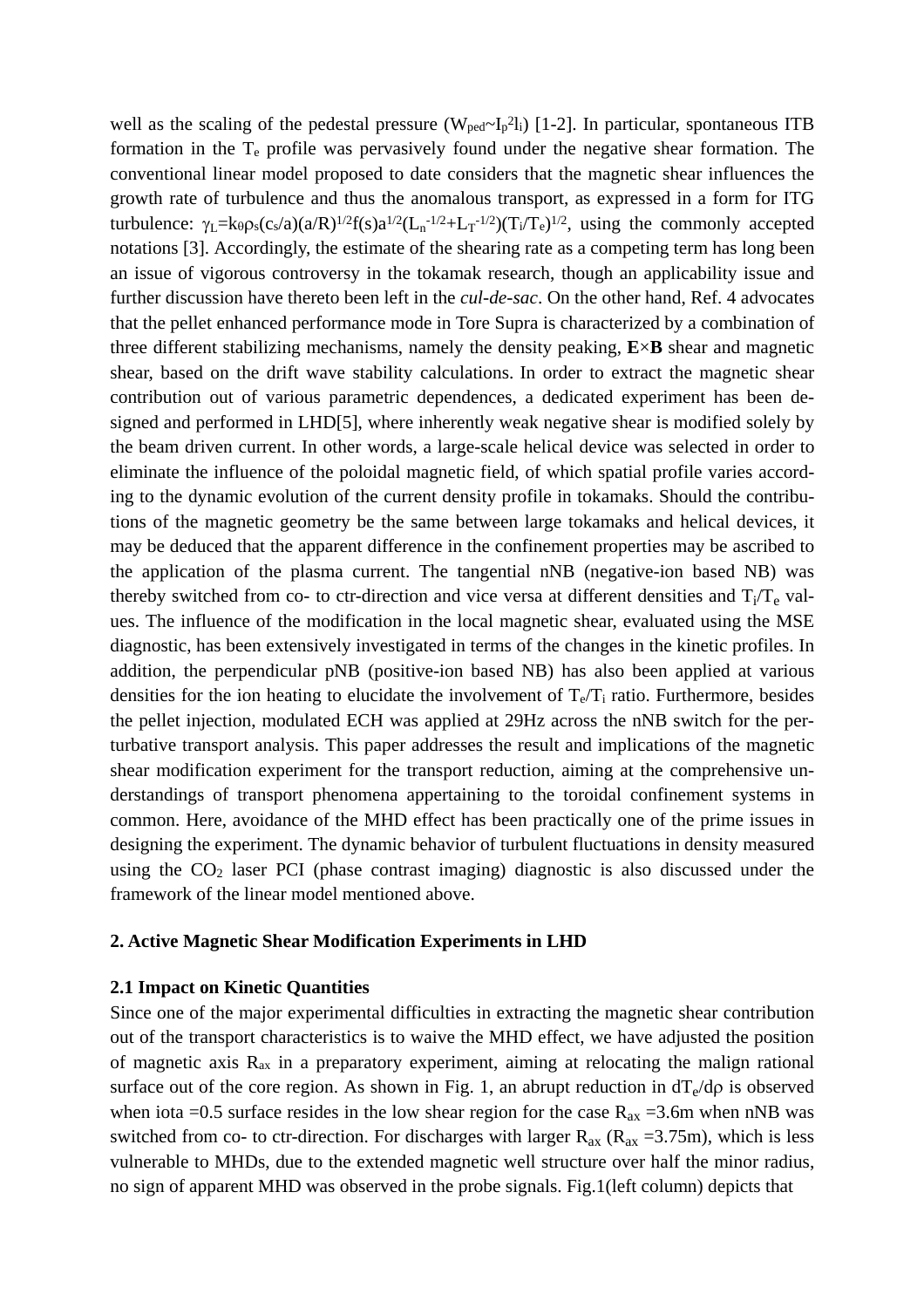well as the scaling of the pedestal pressure ($W_{ped}$~$I_p^2 l_i$) [1-2]. In particular, spontaneous ITB formation in the $T_e$ profile was pervasively found under the negative shear formation. The conventional linear model proposed to date considers that the magnetic shear influences the growth rate of turbulence and thus the anomalous transport, as expressed in a form for ITG turbulence: $\gamma_L = k_\theta \rho_s (c_s/a)(a/R)^{1/2} f(s) a^{1/2} (L_n^{-1/2} + L_T^{-1/2})(T_i/T_e)^{1/2}$, using the commonly accepted notations [3]. Accordingly, the estimate of the shearing rate as a competing term has long been an issue of vigorous controversy in the tokamak research, though an applicability issue and further discussion have thereto been left in the *cul-de-sac*. On the other hand, Ref. 4 advocates that the pellet enhanced performance mode in Tore Supra is characterized by a combination of three different stabilizing mechanisms, namely the density peaking, **E**×**B** shear and magnetic shear, based on the drift wave stability calculations. In order to extract the magnetic shear contribution out of various parametric dependences, a dedicated experiment has been designed and performed in LHD[5], where inherently weak negative shear is modified solely by the beam driven current. In other words, a large-scale helical device was selected in order to eliminate the influence of the poloidal magnetic field, of which spatial profile varies according to the dynamic evolution of the current density profile in tokamaks. Should the contributions of the magnetic geometry be the same between large tokamaks and helical devices, it may be deduced that the apparent difference in the confinement properties may be ascribed to the application of the plasma current. The tangential nNB (negative-ion based NB) was thereby switched from co- to ctr-direction and vice versa at different densities and $T_i/T_e$ values. The influence of the modification in the local magnetic shear, evaluated using the MSE diagnostic, has been extensively investigated in terms of the changes in the kinetic profiles. In addition, the perpendicular pNB (positive-ion based NB) has also been applied at various densities for the ion heating to elucidate the involvement of $T_e/T_i$ ratio. Furthermore, besides the pellet injection, modulated ECH was applied at 29Hz across the nNB switch for the perturbative transport analysis. This paper addresses the result and implications of the magnetic shear modification experiment for the transport reduction, aiming at the comprehensive understandings of transport phenomena appertaining to the toroidal confinement systems in common. Here, avoidance of the MHD effect has been practically one of the prime issues in designing the experiment. The dynamic behavior of turbulent fluctuations in density measured using the $CO_2$ laser PCI (phase contrast imaging) diagnostic is also discussed under the framework of the linear model mentioned above.

## 2. Active Magnetic Shear Modification Experiments in LHD

### 2.1 Impact on Kinetic Quantities

Since one of the major experimental difficulties in extracting the magnetic shear contribution out of the transport characteristics is to waive the MHD effect, we have adjusted the position of magnetic axis $R_{ax}$ in a preparatory experiment, aiming at relocating the malign rational surface out of the core region. As shown in Fig. 1, an abrupt reduction in $dT_e/d\rho$ is observed when iota =0.5 surface resides in the low shear region for the case $R_{ax}$ =3.6m when nNB was switched from co- to ctr-direction. For discharges with larger $R_{ax}$ ($R_{ax}$ =3.75m), which is less vulnerable to MHDs, due to the extended magnetic well structure over half the minor radius, no sign of apparent MHD was observed in the probe signals. Fig.1(left column) depicts that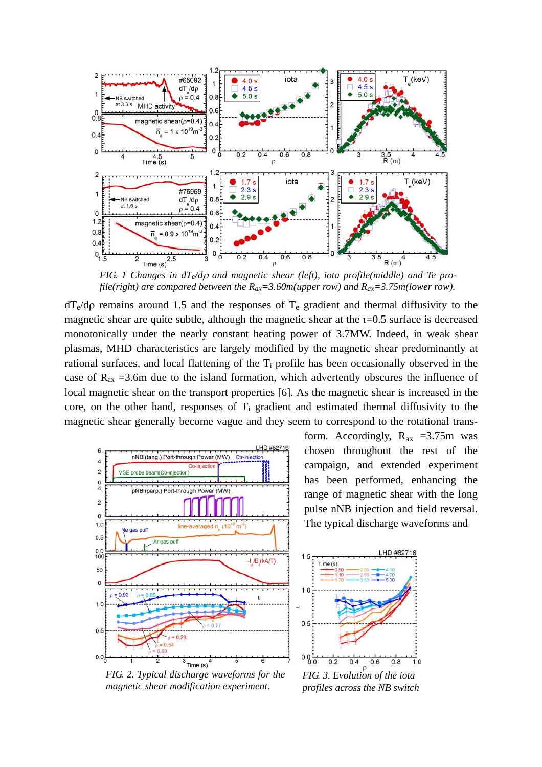*FIG. 1 Changes in $dT_e/d\rho$ and magnetic shear (left), iota profile(middle) and Te profile(right) are compared between the $R_{ax}$=3.60m(upper row) and $R_{ax}$=3.75m(lower row).*

$dT_e/d\rho$ remains around 1.5 and the responses of $T_e$ gradient and thermal diffusivity to the magnetic shear are quite subtle, although the magnetic shear at the $\iota$=0.5 surface is decreased monotonically under the nearly constant heating power of 3.7MW. Indeed, in weak shear plasmas, MHD characteristics are largely modified by the magnetic shear predominantly at rational surfaces, and local flattening of the $T_i$ profile has been occasionally observed in the case of $R_{ax}$ =3.6m due to the island formation, which advertently obscures the influence of local magnetic shear on the transport properties [6]. As the magnetic shear is increased in the core, on the other hand, responses of $T_i$ gradient and estimated thermal diffusivity to the magnetic shear generally become vague and they seem to correspond to the rotational transform. Accordingly, $R_{ax}$ =3.75m was chosen throughout the rest of the campaign, and extended experiment has been performed, enhancing the range of magnetic shear with the long pulse nNB injection and field reversal. The typical discharge waveforms and

*FIG. 2. Typical discharge waveforms for the magnetic shear modification experiment.*

*FIG. 3. Evolution of the iota profiles across the NB switch*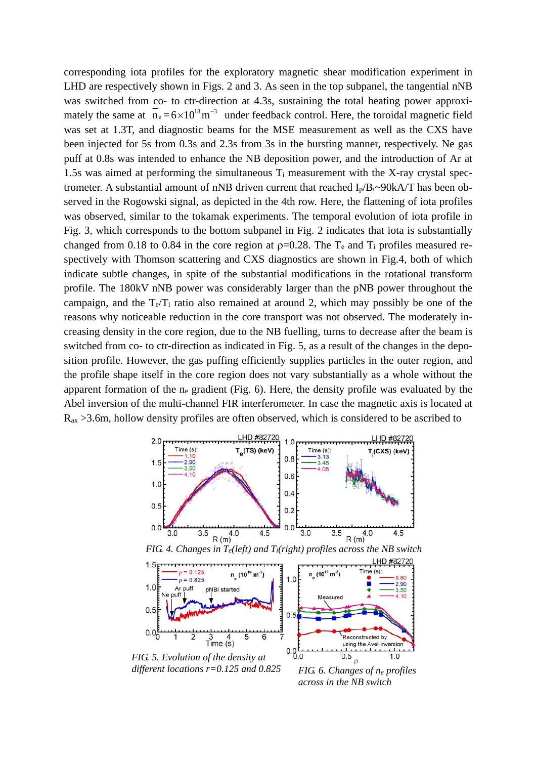corresponding iota profiles for the exploratory magnetic shear modification experiment in LHD are respectively shown in Figs. 2 and 3. As seen in the top subpanel, the tangential nNB was switched from co- to ctr-direction at 4.3s, sustaining the total heating power approximately the same at $\bar{n}_e = 6\times10^{18}\,\mathrm{m}^{-3}$ under feedback control. Here, the toroidal magnetic field was set at 1.3T, and diagnostic beams for the MSE measurement as well as the CXS have been injected for 5s from 0.3s and 2.3s from 3s in the bursting manner, respectively. Ne gas puff at 0.8s was intended to enhance the NB deposition power, and the introduction of Ar at 1.5s was aimed at performing the simultaneous $T_i$ measurement with the X-ray crystal spectrometer. A substantial amount of nNB driven current that reached $I_p/B_t$~90kA/T has been observed in the Rogowski signal, as depicted in the 4th row. Here, the flattening of iota profiles was observed, similar to the tokamak experiments. The temporal evolution of iota profile in Fig. 3, which corresponds to the bottom subpanel in Fig. 2 indicates that iota is substantially changed from 0.18 to 0.84 in the core region at $\rho$=0.28. The $T_e$ and $T_i$ profiles measured respectively with Thomson scattering and CXS diagnostics are shown in Fig.4, both of which indicate subtle changes, in spite of the substantial modifications in the rotational transform profile. The 180kV nNB power was considerably larger than the pNB power throughout the campaign, and the $T_e/T_i$ ratio also remained at around 2, which may possibly be one of the reasons why noticeable reduction in the core transport was not observed. The moderately increasing density in the core region, due to the NB fuelling, turns to decrease after the beam is switched from co- to ctr-direction as indicated in Fig. 5, as a result of the changes in the deposition profile. However, the gas puffing efficiently supplies particles in the outer region, and the profile shape itself in the core region does not vary substantially as a whole without the apparent formation of the $n_e$ gradient (Fig. 6). Here, the density profile was evaluated by the Abel inversion of the multi-channel FIR interferometer. In case the magnetic axis is located at $R_{ax}$ >3.6m, hollow density profiles are often observed, which is considered to be ascribed to

*FIG. 4. Changes in $T_e$(left) and $T_i$(right) profiles across the NB switch*

*FIG. 5. Evolution of the density at different locations r=0.125 and 0.825*

*FIG. 6. Changes of $n_e$ profiles across in the NB switch*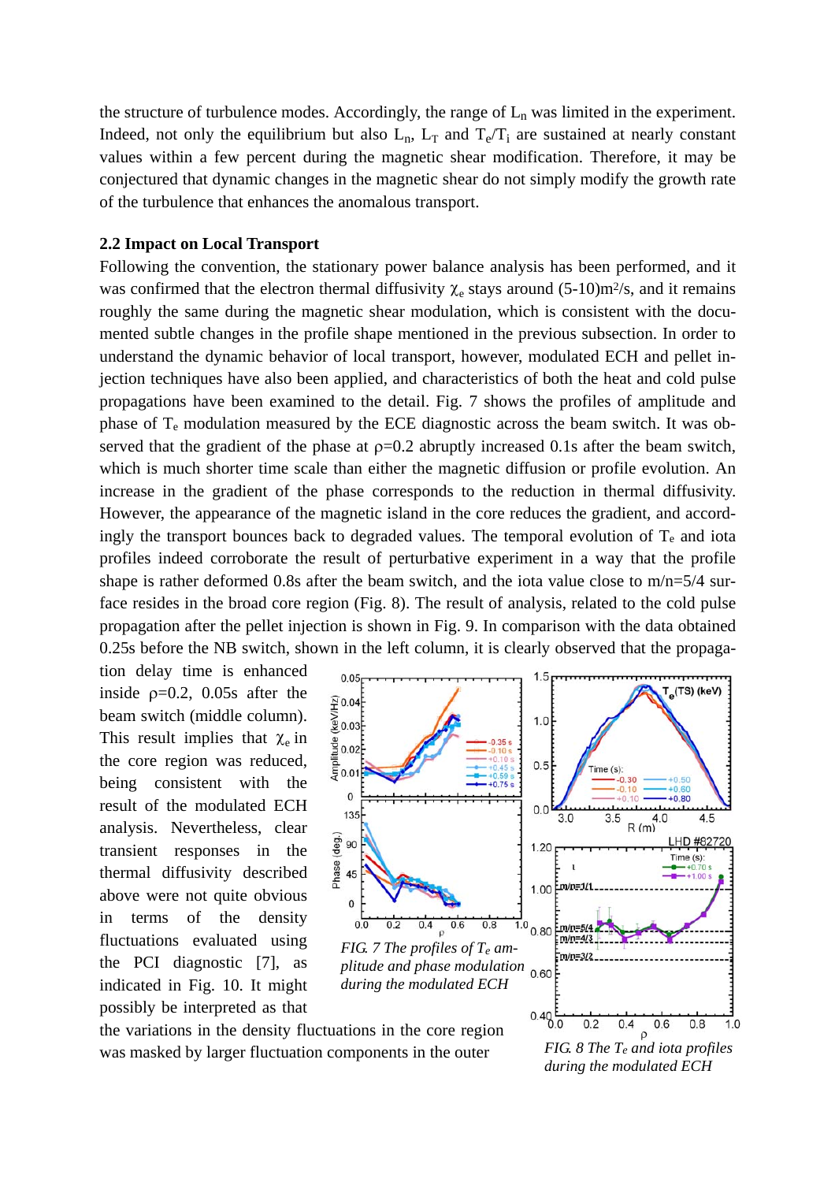the structure of turbulence modes. Accordingly, the range of $L_n$ was limited in the experiment. Indeed, not only the equilibrium but also $L_n$, $L_T$ and $T_e/T_i$ are sustained at nearly constant values within a few percent during the magnetic shear modification. Therefore, it may be conjectured that dynamic changes in the magnetic shear do not simply modify the growth rate of the turbulence that enhances the anomalous transport.

### 2.2 Impact on Local Transport

Following the convention, the stationary power balance analysis has been performed, and it was confirmed that the electron thermal diffusivity $\chi_e$ stays around (5-10)m$^2$/s, and it remains roughly the same during the magnetic shear modulation, which is consistent with the documented subtle changes in the profile shape mentioned in the previous subsection. In order to understand the dynamic behavior of local transport, however, modulated ECH and pellet injection techniques have also been applied, and characteristics of both the heat and cold pulse propagations have been examined to the detail. Fig. 7 shows the profiles of amplitude and phase of $T_e$ modulation measured by the ECE diagnostic across the beam switch. It was observed that the gradient of the phase at ρ=0.2 abruptly increased 0.1s after the beam switch, which is much shorter time scale than either the magnetic diffusion or profile evolution. An increase in the gradient of the phase corresponds to the reduction in thermal diffusivity. However, the appearance of the magnetic island in the core reduces the gradient, and accordingly the transport bounces back to degraded values. The temporal evolution of $T_e$ and iota profiles indeed corroborate the result of perturbative experiment in a way that the profile shape is rather deformed 0.8s after the beam switch, and the iota value close to m/n=5/4 surface resides in the broad core region (Fig. 8). The result of analysis, related to the cold pulse propagation after the pellet injection is shown in Fig. 9. In comparison with the data obtained 0.25s before the NB switch, shown in the left column, it is clearly observed that the propagation delay time is enhanced inside ρ=0.2, 0.05s after the beam switch (middle column). This result implies that $\chi_e$ in the core region was reduced, being consistent with the result of the modulated ECH analysis. Nevertheless, clear transient responses in the thermal diffusivity described above were not quite obvious in terms of the density fluctuations evaluated using the PCI diagnostic [7], as indicated in Fig. 10. It might possibly be interpreted as that the variations in the density fluctuations in the core region was masked by larger fluctuation components in the outer

*FIG. 7 The profiles of $T_e$ amplitude and phase modulation during the modulated ECH*

*FIG. 8 The $T_e$ and iota profiles during the modulated ECH*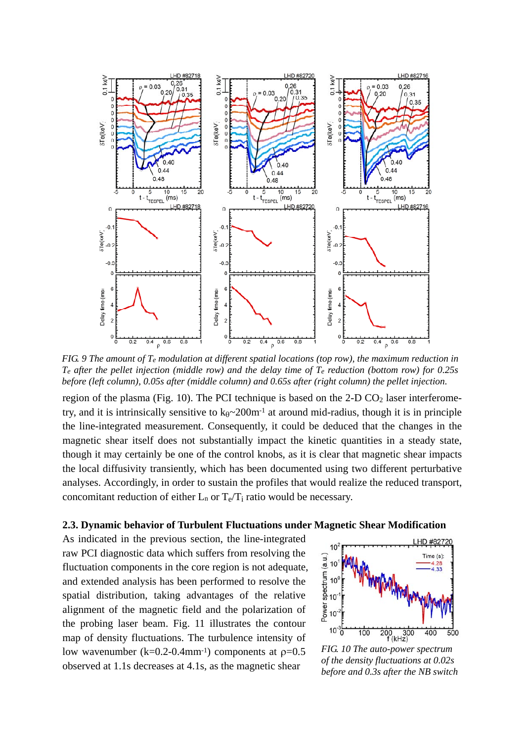*FIG. 9 The amount of $T_e$ modulation at different spatial locations (top row), the maximum reduction in $T_e$ after the pellet injection (middle row) and the delay time of $T_e$ reduction (bottom row) for 0.25s before (left column), 0.05s after (middle column) and 0.65s after (right column) the pellet injection.*

region of the plasma (Fig. 10). The PCI technique is based on the 2-D $CO_2$ laser interferometry, and it is intrinsically sensitive to $k_\theta$~200m$^{-1}$ at around mid-radius, though it is in principle the line-integrated measurement. Consequently, it could be deduced that the changes in the magnetic shear itself does not substantially impact the kinetic quantities in a steady state, though it may certainly be one of the control knobs, as it is clear that magnetic shear impacts the local diffusivity transiently, which has been documented using two different perturbative analyses. Accordingly, in order to sustain the profiles that would realize the reduced transport, concomitant reduction of either $L_n$ or $T_e/T_i$ ratio would be necessary.

### 2.3. Dynamic behavior of Turbulent Fluctuations under Magnetic Shear Modification

As indicated in the previous section, the line-integrated raw PCI diagnostic data which suffers from resolving the fluctuation components in the core region is not adequate, and extended analysis has been performed to resolve the spatial distribution, taking advantages of the relative alignment of the magnetic field and the polarization of the probing laser beam. Fig. 11 illustrates the contour map of density fluctuations. The turbulence intensity of low wavenumber (k=0.2-0.4mm$^{-1}$) components at $\rho$=0.5 observed at 1.1s decreases at 4.1s, as the magnetic shear

*FIG. 10 The auto-power spectrum of the density fluctuations at 0.02s before and 0.3s after the NB switch*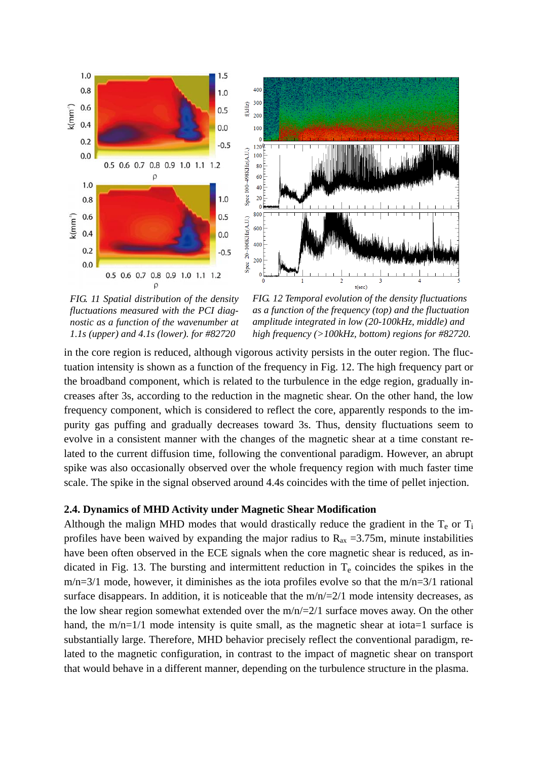*FIG. 11 Spatial distribution of the density fluctuations measured with the PCI diagnostic as a function of the wavenumber at 1.1s (upper) and 4.1s (lower). for #82720*

*FIG. 12 Temporal evolution of the density fluctuations as a function of the frequency (top) and the fluctuation amplitude integrated in low (20-100kHz, middle) and high frequency (>100kHz, bottom) regions for #82720.*

in the core region is reduced, although vigorous activity persists in the outer region. The fluctuation intensity is shown as a function of the frequency in Fig. 12. The high frequency part or the broadband component, which is related to the turbulence in the edge region, gradually increases after 3s, according to the reduction in the magnetic shear. On the other hand, the low frequency component, which is considered to reflect the core, apparently responds to the impurity gas puffing and gradually decreases toward 3s. Thus, density fluctuations seem to evolve in a consistent manner with the changes of the magnetic shear at a time constant related to the current diffusion time, following the conventional paradigm. However, an abrupt spike was also occasionally observed over the whole frequency region with much faster time scale. The spike in the signal observed around 4.4s coincides with the time of pellet injection.

### 2.4. Dynamics of MHD Activity under Magnetic Shear Modification

Although the malign MHD modes that would drastically reduce the gradient in the $T_e$ or $T_i$ profiles have been waived by expanding the major radius to $R_{ax}$ =3.75m, minute instabilities have been often observed in the ECE signals when the core magnetic shear is reduced, as indicated in Fig. 13. The bursting and intermittent reduction in $T_e$ coincides the spikes in the m/n=3/1 mode, however, it diminishes as the iota profiles evolve so that the m/n=3/1 rational surface disappears. In addition, it is noticeable that the m/n/=2/1 mode intensity decreases, as the low shear region somewhat extended over the m/n/=2/1 surface moves away. On the other hand, the m/n=1/1 mode intensity is quite small, as the magnetic shear at iota=1 surface is substantially large. Therefore, MHD behavior precisely reflect the conventional paradigm, related to the magnetic configuration, in contrast to the impact of magnetic shear on transport that would behave in a different manner, depending on the turbulence structure in the plasma.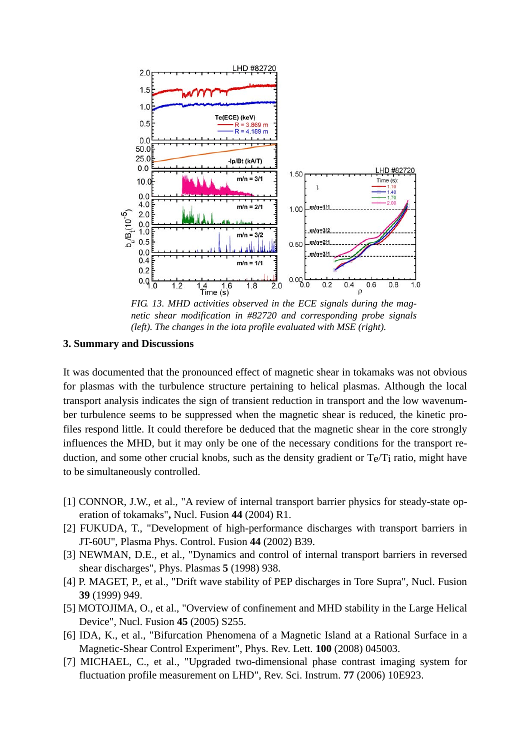LHD #82720

Te(ECE) (keV)

R = 3.869 m

R = 4.169 m

-Ip/Bt (kA/T)

m/n = 3/1

m/n = 2/1

m/n = 3/2

m/n = 1/1

$b_\theta/B_t(10^{-5})$

Time (s)

LHD #82720

Time (s):

1.10

1.40

1.70

2.00

ι

m/n=1/1

m/n=3/2

m/n=2/1

m/n=3/1

ρ

*FIG. 13. MHD activities observed in the ECE signals during the magnetic shear modification in #82720 and corresponding probe signals (left). The changes in the iota profile evaluated with MSE (right).*

### 3. Summary and Discussions

It was documented that the pronounced effect of magnetic shear in tokamaks was not obvious for plasmas with the turbulence structure pertaining to helical plasmas. Although the local transport analysis indicates the sign of transient reduction in transport and the low wavenumber turbulence seems to be suppressed when the magnetic shear is reduced, the kinetic profiles respond little. It could therefore be deduced that the magnetic shear in the core strongly influences the MHD, but it may only be one of the necessary conditions for the transport reduction, and some other crucial knobs, such as the density gradient or $T_e/T_i$ ratio, might have to be simultaneously controlled.

[1] CONNOR, J.W., et al., "A review of internal transport barrier physics for steady-state operation of tokamaks", Nucl. Fusion **44** (2004) R1.

[2] FUKUDA, T., "Development of high-performance discharges with transport barriers in JT-60U", Plasma Phys. Control. Fusion **44** (2002) B39.

[3] NEWMAN, D.E., et al., "Dynamics and control of internal transport barriers in reversed shear discharges", Phys. Plasmas **5** (1998) 938.

[4] P. MAGET, P., et al., "Drift wave stability of PEP discharges in Tore Supra", Nucl. Fusion **39** (1999) 949.

[5] MOTOJIMA, O., et al., "Overview of confinement and MHD stability in the Large Helical Device", Nucl. Fusion **45** (2005) S255.

[6] IDA, K., et al., "Bifurcation Phenomena of a Magnetic Island at a Rational Surface in a Magnetic-Shear Control Experiment", Phys. Rev. Lett. **100** (2008) 045003.

[7] MICHAEL, C., et al., "Upgraded two-dimensional phase contrast imaging system for fluctuation profile measurement on LHD", Rev. Sci. Instrum. **77** (2006) 10E923.